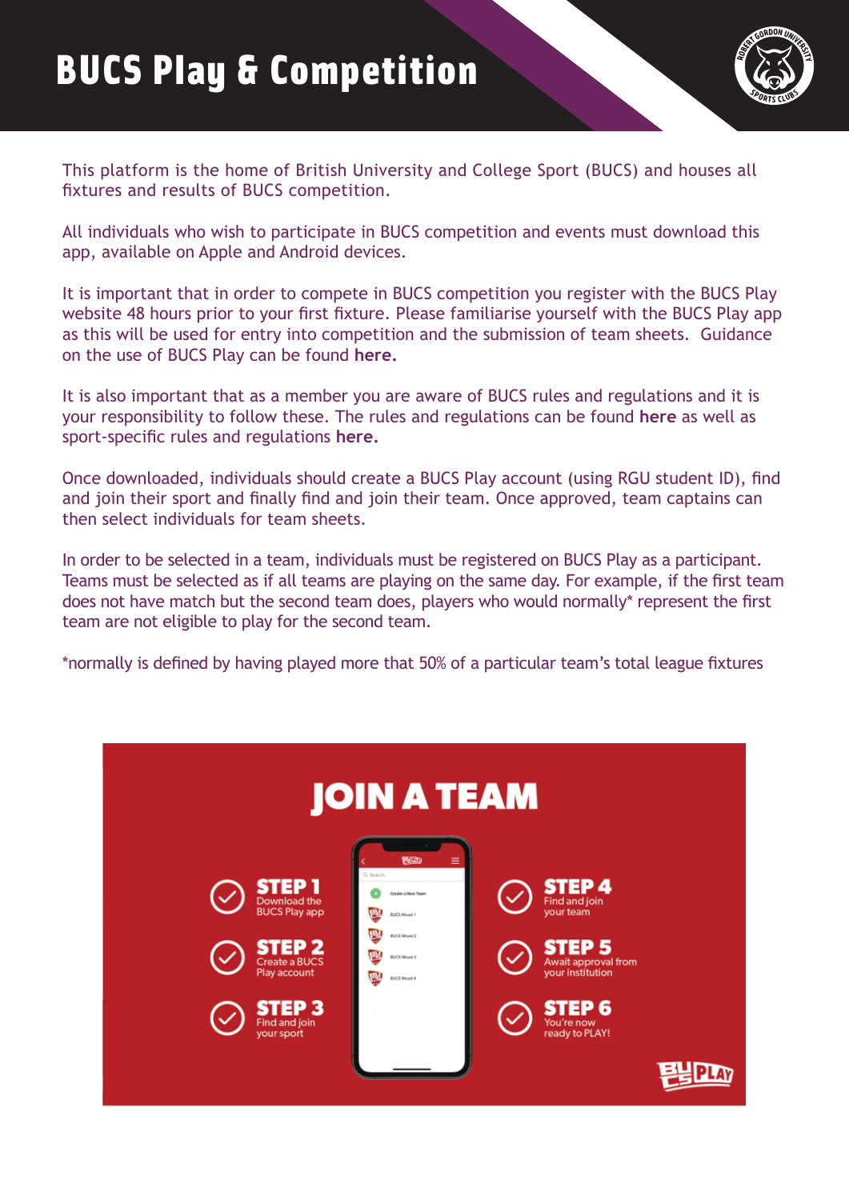# BUCS Play & Competition

This platform is the home of British University and College Sport (BUCS) and houses all fixtures and results of BUCS competition.

All individuals who wish to participate in BUCS competition and events must download this app, available on Apple and Android devices.

It is important that in order to compete in BUCS competition you register with the BUCS Play website 48 hours prior to your first fixture. Please familiarise yourself with the BUCS Play app as this will be used for entry into competition and the submission of team sheets. Guidance on the use of BUCS Play can be found **here.**

It is also important that as a member you are aware of BUCS rules and regulations and it is your responsibility to follow these. The rules and regulations can be found **here** as well as sport-specific rules and regulations **here.**

Once downloaded, individuals should create a BUCS Play account (using RGU student ID), find and join their sport and finally find and join their team. Once approved, team captains can then select individuals for team sheets.

In order to be selected in a team, individuals must be registered on BUCS Play as a participant. Teams must be selected as if all teams are playing on the same day. For example, if the first team does not have match but the second team does, players who would normally* represent the first team are not eligible to play for the second team.

*normally is defined by having played more that 50% of a particular team's total league fixtures

## JOIN A TEAM

- **STEP 1** Download the BUCS Play app
- **STEP 2** Create a BUCS Play account
- **STEP 3** Find and join your sport
- **STEP 4** Find and join your team
- **STEP 5** Await approval from your institution
- **STEP 6** You're now ready to PLAY!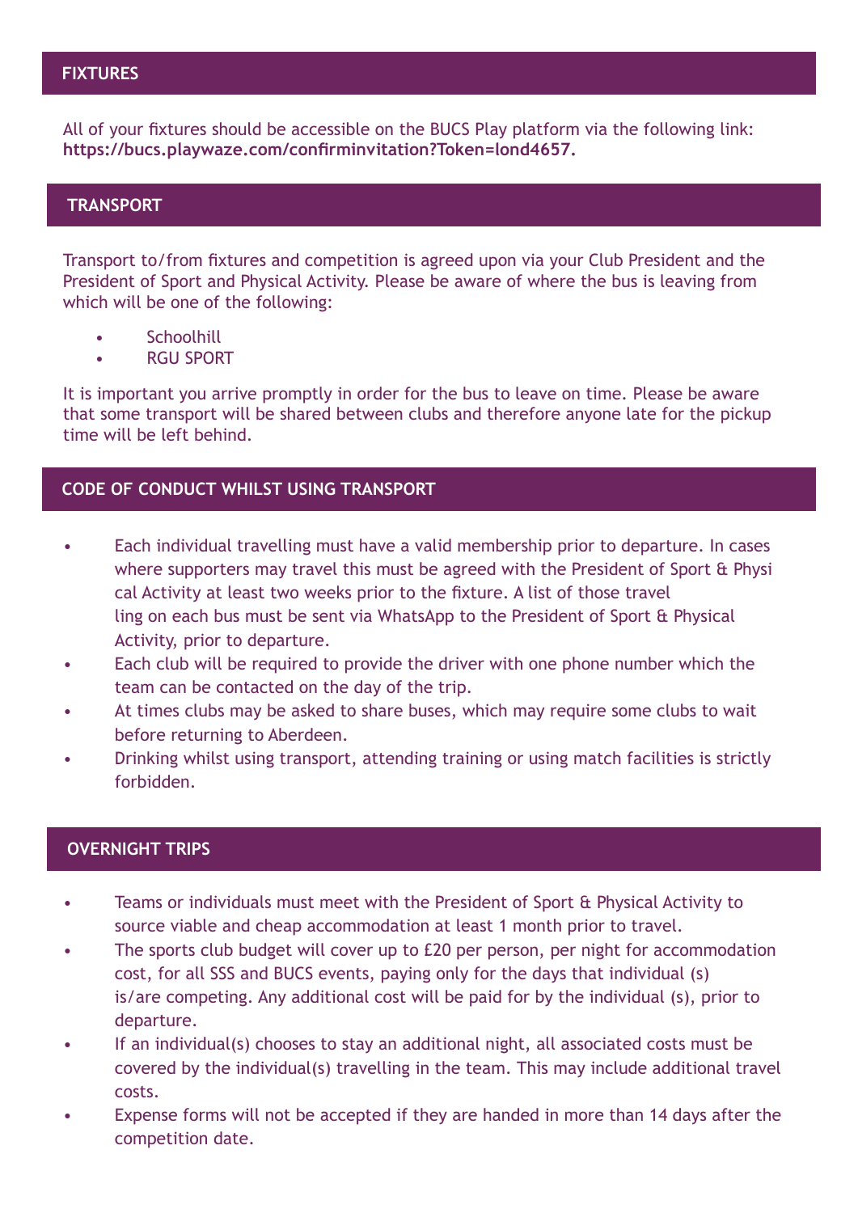## FIXTURES

All of your fixtures should be accessible on the BUCS Play platform via the following link: **https://bucs.playwaze.com/confirminvitation?Token=lond4657.**

## TRANSPORT

Transport to/from fixtures and competition is agreed upon via your Club President and the President of Sport and Physical Activity. Please be aware of where the bus is leaving from which will be one of the following:

- Schoolhill
- RGU SPORT

It is important you arrive promptly in order for the bus to leave on time. Please be aware that some transport will be shared between clubs and therefore anyone late for the pickup time will be left behind.

## CODE OF CONDUCT WHILST USING TRANSPORT

- Each individual travelling must have a valid membership prior to departure. In cases where supporters may travel this must be agreed with the President of Sport & Physical Activity at least two weeks prior to the fixture. A list of those travelling on each bus must be sent via WhatsApp to the President of Sport & Physical Activity, prior to departure.
- Each club will be required to provide the driver with one phone number which the team can be contacted on the day of the trip.
- At times clubs may be asked to share buses, which may require some clubs to wait before returning to Aberdeen.
- Drinking whilst using transport, attending training or using match facilities is strictly forbidden.

## OVERNIGHT TRIPS

- Teams or individuals must meet with the President of Sport & Physical Activity to source viable and cheap accommodation at least 1 month prior to travel.
- The sports club budget will cover up to £20 per person, per night for accommodation cost, for all SSS and BUCS events, paying only for the days that individual (s) is/are competing. Any additional cost will be paid for by the individual (s), prior to departure.
- If an individual(s) chooses to stay an additional night, all associated costs must be covered by the individual(s) travelling in the team. This may include additional travel costs.
- Expense forms will not be accepted if they are handed in more than 14 days after the competition date.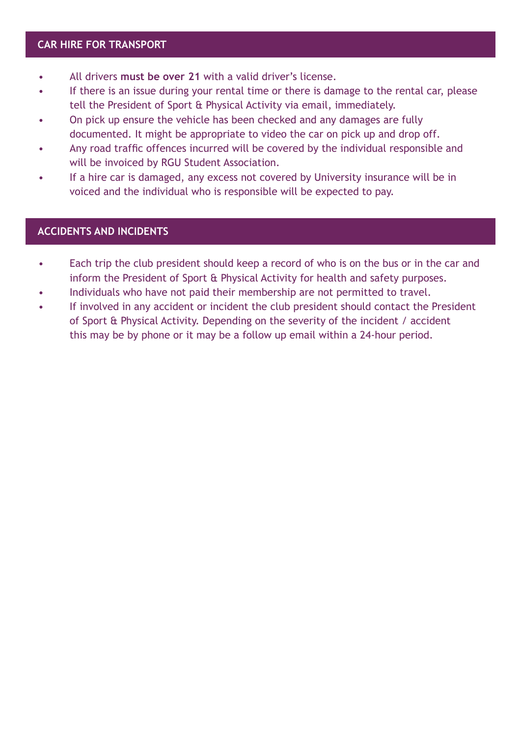## CAR HIRE FOR TRANSPORT

- All drivers **must be over 21** with a valid driver's license.
- If there is an issue during your rental time or there is damage to the rental car, please tell the President of Sport & Physical Activity via email, immediately.
- On pick up ensure the vehicle has been checked and any damages are fully documented. It might be appropriate to video the car on pick up and drop off.
- Any road traffic offences incurred will be covered by the individual responsible and will be invoiced by RGU Student Association.
- If a hire car is damaged, any excess not covered by University insurance will be in voiced and the individual who is responsible will be expected to pay.

## ACCIDENTS AND INCIDENTS

- Each trip the club president should keep a record of who is on the bus or in the car and inform the President of Sport & Physical Activity for health and safety purposes.
- Individuals who have not paid their membership are not permitted to travel.
- If involved in any accident or incident the club president should contact the President of Sport & Physical Activity. Depending on the severity of the incident / accident this may be by phone or it may be a follow up email within a 24-hour period.